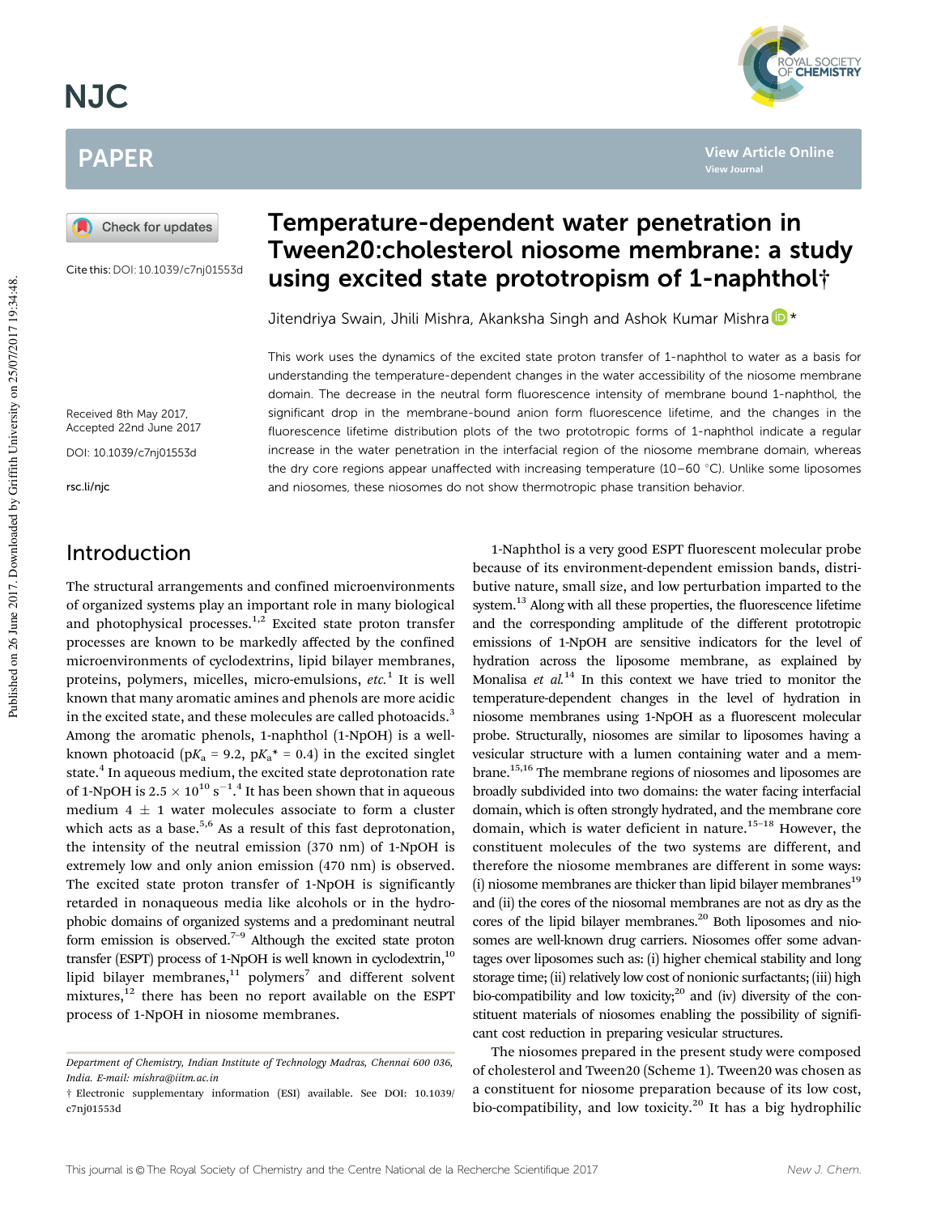# Temperature-dependent water penetration in Tween20:cholesterol niosome membrane: a study using excited state prototropism of 1-naphthol†

Jitendriya Swain, Jhili Mishra, Akanksha Singh and Ashok Kumar Mishra*

Cite this: DOI: 10.1039/c7nj01553d

Received 8th May 2017, Accepted 22nd June 2017

DOI: 10.1039/c7nj01553d

rsc.li/njc

This work uses the dynamics of the excited state proton transfer of 1-naphthol to water as a basis for understanding the temperature-dependent changes in the water accessibility of the niosome membrane domain. The decrease in the neutral form fluorescence intensity of membrane bound 1-naphthol, the significant drop in the membrane-bound anion form fluorescence lifetime, and the changes in the fluorescence lifetime distribution plots of the two prototropic forms of 1-naphthol indicate a regular increase in the water penetration in the interfacial region of the niosome membrane domain, whereas the dry core regions appear unaffected with increasing temperature (10–60 °C). Unlike some liposomes and niosomes, these niosomes do not show thermotropic phase transition behavior.

## Introduction

The structural arrangements and confined microenvironments of organized systems play an important role in many biological and photophysical processes.[1,2] Excited state proton transfer processes are known to be markedly affected by the confined microenvironments of cyclodextrins, lipid bilayer membranes, proteins, polymers, micelles, micro-emulsions, *etc.*[1] It is well known that many aromatic amines and phenols are more acidic in the excited state, and these molecules are called photoacids.[3] Among the aromatic phenols, 1-naphthol (1-NpOH) is a well-known photoacid ($pK_a$ = 9.2, $pK_a^*$ = 0.4) in the excited singlet state.[4] In aqueous medium, the excited state deprotonation rate of 1-NpOH is $2.5 \times 10^{10}$ $s^{-1}$.[4] It has been shown that in aqueous medium 4 ± 1 water molecules associate to form a cluster which acts as a base.[5,6] As a result of this fast deprotonation, the intensity of the neutral emission (370 nm) of 1-NpOH is extremely low and only anion emission (470 nm) is observed. The excited state proton transfer of 1-NpOH is significantly retarded in nonaqueous media like alcohols or in the hydrophobic domains of organized systems and a predominant neutral form emission is observed.[7–9] Although the excited state proton transfer (ESPT) process of 1-NpOH is well known in cyclodextrin,[10] lipid bilayer membranes,[11] polymers[7] and different solvent mixtures,[12] there has been no report available on the ESPT process of 1-NpOH in niosome membranes.

1-Naphthol is a very good ESPT fluorescent molecular probe because of its environment-dependent emission bands, distributive nature, small size, and low perturbation imparted to the system.[13] Along with all these properties, the fluorescence lifetime and the corresponding amplitude of the different prototropic emissions of 1-NpOH are sensitive indicators for the level of hydration across the liposome membrane, as explained by Monalisa *et al.*[14] In this context we have tried to monitor the temperature-dependent changes in the level of hydration in niosome membranes using 1-NpOH as a fluorescent molecular probe. Structurally, niosomes are similar to liposomes having a vesicular structure with a lumen containing water and a membrane.[15,16] The membrane regions of niosomes and liposomes are broadly subdivided into two domains: the water facing interfacial domain, which is often strongly hydrated, and the membrane core domain, which is water deficient in nature.[15–18] However, the constituent molecules of the two systems are different, and therefore the niosome membranes are different in some ways: (i) niosome membranes are thicker than lipid bilayer membranes[19] and (ii) the cores of the niosomal membranes are not as dry as the cores of the lipid bilayer membranes.[20] Both liposomes and niosomes are well-known drug carriers. Niosomes offer some advantages over liposomes such as: (i) higher chemical stability and long storage time; (ii) relatively low cost of nonionic surfactants; (iii) high bio-compatibility and low toxicity;[20] and (iv) diversity of the constituent materials of niosomes enabling the possibility of significant cost reduction in preparing vesicular structures.

The niosomes prepared in the present study were composed of cholesterol and Tween20 (Scheme 1). Tween20 was chosen as a constituent for niosome preparation because of its low cost, bio-compatibility, and low toxicity.[20] It has a big hydrophilic

---

*Department of Chemistry, Indian Institute of Technology Madras, Chennai 600 036, India. E-mail: mishra@iitm.ac.in*

† Electronic supplementary information (ESI) available. See DOI: 10.1039/c7nj01553d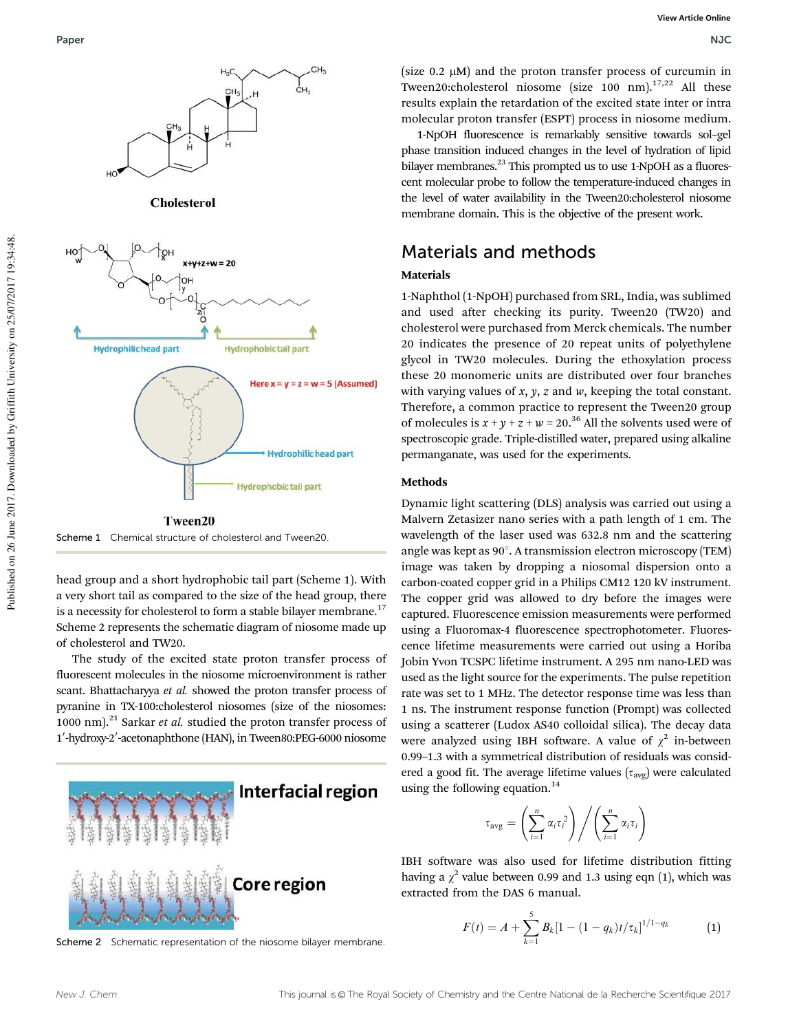Scheme 1 Chemical structure of cholesterol and Tween20.

head group and a short hydrophobic tail part (Scheme 1). With a very short tail as compared to the size of the head group, there is a necessity for cholesterol to form a stable bilayer membrane.[17] Scheme 2 represents the schematic diagram of niosome made up of cholesterol and TW20.

The study of the excited state proton transfer process of fluorescent molecules in the niosome microenvironment is rather scant. Bhattacharyya *et al.* showed the proton transfer process of pyranine in TX-100:cholesterol niosomes (size of the niosomes: 1000 nm).[21] Sarkar *et al.* studied the proton transfer process of 1′-hydroxy-2′-acetonaphthone (HAN), in Tween80:PEG-6000 niosome

Scheme 2 Schematic representation of the niosome bilayer membrane.

(size 0.2 μM) and the proton transfer process of curcumin in Tween20:cholesterol niosome (size 100 nm).[17,22] All these results explain the retardation of the excited state inter or intra molecular proton transfer (ESPT) process in niosome medium.

1-NpOH fluorescence is remarkably sensitive towards sol–gel phase transition induced changes in the level of hydration of lipid bilayer membranes.[23] This prompted us to use 1-NpOH as a fluorescent molecular probe to follow the temperature-induced changes in the level of water availability in the Tween20:cholesterol niosome membrane domain. This is the objective of the present work.

## Materials and methods

### Materials

1-Naphthol (1-NpOH) purchased from SRL, India, was sublimed and used after checking its purity. Tween20 (TW20) and cholesterol were purchased from Merck chemicals. The number 20 indicates the presence of 20 repeat units of polyethylene glycol in TW20 molecules. During the ethoxylation process these 20 monomeric units are distributed over four branches with varying values of $x$, $y$, $z$ and $w$, keeping the total constant. Therefore, a common practice to represent the Tween20 group of molecules is $x + y + z + w = 20$.[36] All the solvents used were of spectroscopic grade. Triple-distilled water, prepared using alkaline permanganate, was used for the experiments.

### Methods

Dynamic light scattering (DLS) analysis was carried out using a Malvern Zetasizer nano series with a path length of 1 cm. The wavelength of the laser used was 632.8 nm and the scattering angle was kept as 90°. A transmission electron microscopy (TEM) image was taken by dropping a niosomal dispersion onto a carbon-coated copper grid in a Philips CM12 120 kV instrument. The copper grid was allowed to dry before the images were captured. Fluorescence emission measurements were performed using a Fluoromax-4 fluorescence spectrophotometer. Fluorescence lifetime measurements were carried out using a Horiba Jobin Yvon TCSPC lifetime instrument. A 295 nm nano-LED was used as the light source for the experiments. The pulse repetition rate was set to 1 MHz. The detector response time was less than 1 ns. The instrument response function (Prompt) was collected using a scatterer (Ludox AS40 colloidal silica). The decay data were analyzed using IBH software. A value of $\chi^2$ in-between 0.99–1.3 with a symmetrical distribution of residuals was considered a good fit. The average lifetime values ($\tau_{avg}$) were calculated using the following equation.[14]

$$\tau_{avg} = \left(\sum_{i=1}^{n} \alpha_i \tau_i^2\right) \Big/ \left(\sum_{i=1}^{n} \alpha_i \tau_i\right)$$

IBH software was also used for lifetime distribution fitting having a $\chi^2$ value between 0.99 and 1.3 using eqn (1), which was extracted from the DAS 6 manual.

$$F(t) = A + \sum_{k=1}^{5} B_k [1 - (1 - q_k)t/\tau_k]^{1/1-q_k} \tag{1}$$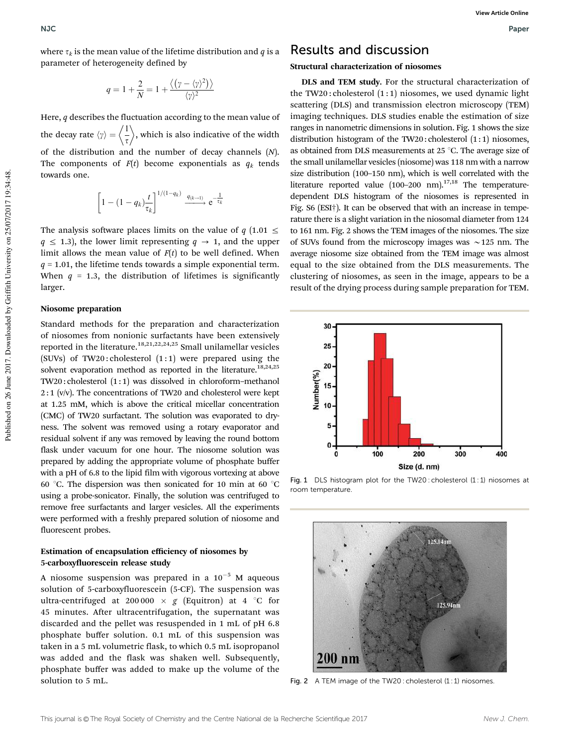where $\tau_k$ is the mean value of the lifetime distribution and $q$ is a parameter of heterogeneity defined by

$$q = 1 + \frac{2}{N} = 1 + \frac{\langle(\gamma - \langle\gamma\rangle^2)\rangle}{\langle\gamma\rangle^2}$$

Here, $q$ describes the fluctuation according to the mean value of the decay rate $\langle\gamma\rangle = \left\langle\frac{1}{\tau}\right\rangle$, which is also indicative of the width of the distribution and the number of decay channels ($N$). The components of $F(t)$ become exponentials as $q_k$ tends towards one.

$$\left[1 - (1 - q_k)\frac{t}{\tau_k}\right]^{1/(1-q_k)} \xrightarrow{q_{(k\to1)}} e^{-\frac{1}{\tau_k}}$$

The analysis software places limits on the value of $q$ ($1.01 \leq q \leq 1.3$), the lower limit representing $q \to 1$, and the upper limit allows the mean value of $F(t)$ to be well defined. When $q = 1.01$, the lifetime tends towards a simple exponential term. When $q = 1.3$, the distribution of lifetimes is significantly larger.

### Niosome preparation

Standard methods for the preparation and characterization of niosomes from nonionic surfactants have been extensively reported in the literature.[18,21,22,24,25] Small unilamellar vesicles (SUVs) of TW20 : cholesterol (1 : 1) were prepared using the solvent evaporation method as reported in the literature.[18,24,25] TW20 : cholesterol (1 : 1) was dissolved in chloroform–methanol 2 : 1 (v/v). The concentrations of TW20 and cholesterol were kept at 1.25 mM, which is above the critical micellar concentration (CMC) of TW20 surfactant. The solution was evaporated to dryness. The solvent was removed using a rotary evaporator and residual solvent if any was removed by leaving the round bottom flask under vacuum for one hour. The niosome solution was prepared by adding the appropriate volume of phosphate buffer with a pH of 6.8 to the lipid film with vigorous vortexing at above 60 °C. The dispersion was then sonicated for 10 min at 60 °C using a probe-sonicator. Finally, the solution was centrifuged to remove free surfactants and larger vesicles. All the experiments were performed with a freshly prepared solution of niosome and fluorescent probes.

### Estimation of encapsulation efficiency of niosomes by 5-carboxyfluorescein release study

A niosome suspension was prepared in a $10^{-5}$ M aqueous solution of 5-carboxyfluorescein (5-CF). The suspension was ultra-centrifuged at 200 000 × $g$ (Equitron) at 4 °C for 45 minutes. After ultracentrifugation, the supernatant was discarded and the pellet was resuspended in 1 mL of pH 6.8 phosphate buffer solution. 0.1 mL of this suspension was taken in a 5 mL volumetric flask, to which 0.5 mL isopropanol was added and the flask was shaken well. Subsequently, phosphate buffer was added to make up the volume of the solution to 5 mL.

# Results and discussion

## Structural characterization of niosomes

**DLS and TEM study.** For the structural characterization of the TW20 : cholesterol (1 : 1) niosomes, we used dynamic light scattering (DLS) and transmission electron microscopy (TEM) imaging techniques. DLS studies enable the estimation of size ranges in nanometric dimensions in solution. Fig. 1 shows the size distribution histogram of the TW20 : cholesterol (1 : 1) niosomes, as obtained from DLS measurements at 25 °C. The average size of the small unilamellar vesicles (niosome) was 118 nm with a narrow size distribution (100–150 nm), which is well correlated with the literature reported value (100–200 nm).[17,18] The temperature-dependent DLS histogram of the niosomes is represented in Fig. S6 (ESI†). It can be observed that with an increase in temperature there is a slight variation in the niosomal diameter from 124 to 161 nm. Fig. 2 shows the TEM images of the niosomes. The size of SUVs found from the microscopy images was ~125 nm. The average niosome size obtained from the TEM image was almost equal to the size obtained from the DLS measurements. The clustering of niosomes, as seen in the image, appears to be a result of the drying process during sample preparation for TEM.

Fig. 1 DLS histogram plot for the TW20 : cholesterol (1 : 1) niosomes at room temperature.

Fig. 2 A TEM image of the TW20 : cholesterol (1 : 1) niosomes.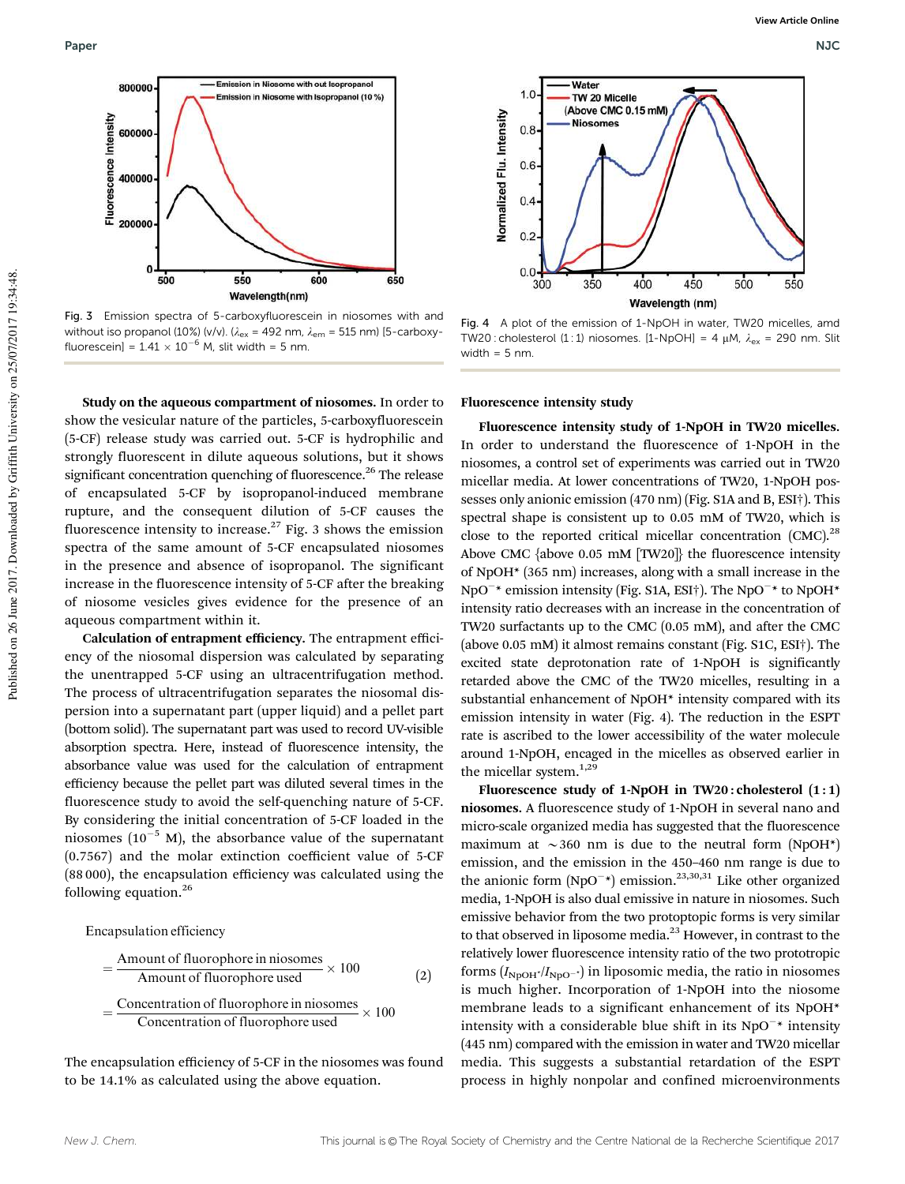Fig. 3 Emission spectra of 5-carboxyfluorescein in niosomes with and without iso propanol (10%) (v/v). ($\lambda_{ex}$ = 492 nm, $\lambda_{em}$ = 515 nm) [5-carboxyfluorescein] = 1.41 × $10^{-6}$ M, slit width = 5 nm.

Fig. 4 A plot of the emission of 1-NpOH in water, TW20 micelles, amd TW20 : cholesterol (1 : 1) niosomes. [1-NpOH] = 4 μM, $\lambda_{ex}$ = 290 nm. Slit width = 5 nm.

**Study on the aqueous compartment of niosomes.** In order to show the vesicular nature of the particles, 5-carboxyfluorescein (5-CF) release study was carried out. 5-CF is hydrophilic and strongly fluorescent in dilute aqueous solutions, but it shows significant concentration quenching of fluorescence.[26] The release of encapsulated 5-CF by isopropanol-induced membrane rupture, and the consequent dilution of 5-CF causes the fluorescence intensity to increase.[27] Fig. 3 shows the emission spectra of the same amount of 5-CF encapsulated niosomes in the presence and absence of isopropanol. The significant increase in the fluorescence intensity of 5-CF after the breaking of niosome vesicles gives evidence for the presence of an aqueous compartment within it.

**Calculation of entrapment efficiency.** The entrapment efficiency of the niosomal dispersion was calculated by separating the unentrapped 5-CF using an ultracentrifugation method. The process of ultracentrifugation separates the niosomal dispersion into a supernatant part (upper liquid) and a pellet part (bottom solid). The supernatant part was used to record UV-visible absorption spectra. Here, instead of fluorescence intensity, the absorbance value was used for the calculation of entrapment efficiency because the pellet part was diluted several times in the fluorescence study to avoid the self-quenching nature of 5-CF. By considering the initial concentration of 5-CF loaded in the niosomes ($10^{-5}$ M), the absorbance value of the supernatant (0.7567) and the molar extinction coefficient value of 5-CF (88 000), the encapsulation efficiency was calculated using the following equation.[26]

Encapsulation efficiency

$$= \frac{\text{Amount of fluorophore in niosomes}}{\text{Amount of fluorophore used}} \times 100 \quad (2)$$

$$= \frac{\text{Concentration of fluorophore in niosomes}}{\text{Concentration of fluorophore used}} \times 100$$

The encapsulation efficiency of 5-CF in the niosomes was found to be 14.1% as calculated using the above equation.

### Fluorescence intensity study

**Fluorescence intensity study of 1-NpOH in TW20 micelles.** In order to understand the fluorescence of 1-NpOH in the niosomes, a control set of experiments was carried out in TW20 micellar media. At lower concentrations of TW20, 1-NpOH possesses only anionic emission (470 nm) (Fig. S1A and B, ESI†). This spectral shape is consistent up to 0.05 mM of TW20, which is close to the reported critical micellar concentration (CMC).[28] Above CMC {above 0.05 mM [TW20]} the fluorescence intensity of NpOH* (365 nm) increases, along with a small increase in the $NpO^{-}$* emission intensity (Fig. S1A, ESI†). The $NpO^{-}$* to NpOH* intensity ratio decreases with an increase in the concentration of TW20 surfactants up to the CMC (0.05 mM), and after the CMC (above 0.05 mM) it almost remains constant (Fig. S1C, ESI†). The excited state deprotonation rate of 1-NpOH is significantly retarded above the CMC of the TW20 micelles, resulting in a substantial enhancement of NpOH* intensity compared with its emission intensity in water (Fig. 4). The reduction in the ESPT rate is ascribed to the lower accessibility of the water molecule around 1-NpOH, encaged in the micelles as observed earlier in the micellar system.[1,29]

**Fluorescence study of 1-NpOH in TW20 : cholesterol (1 : 1) niosomes.** A fluorescence study of 1-NpOH in several nano and micro-scale organized media has suggested that the fluorescence maximum at ~360 nm is due to the neutral form (NpOH*) emission, and the emission in the 450–460 nm range is due to the anionic form ($NpO^{-}$*) emission.[23,30,31] Like other organized media, 1-NpOH is also dual emissive in nature in niosomes. Such emissive behavior from the two prototopic forms is very similar to that observed in liposome media.[23] However, in contrast to the relatively lower fluorescence intensity ratio of the two prototropic forms ($I_{NpOH^*}/I_{NpO^{-*}}$) in liposomic media, the ratio in niosomes is much higher. Incorporation of 1-NpOH into the niosome membrane leads to a significant enhancement of its NpOH* intensity with a considerable blue shift in its $NpO^{-}$* intensity (445 nm) compared with the emission in water and TW20 micellar media. This suggests a substantial retardation of the ESPT process in highly nonpolar and confined microenvironments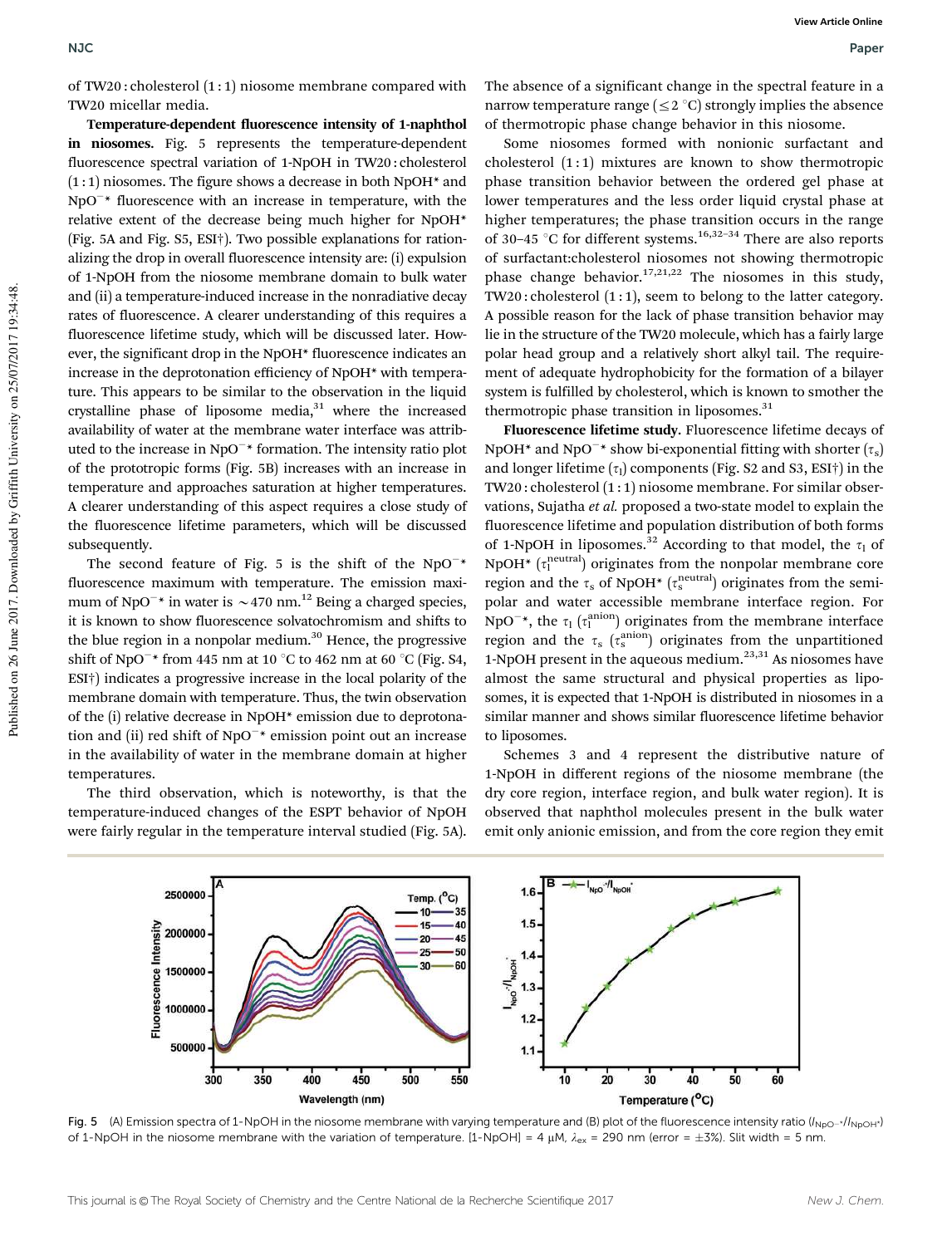of TW20 : cholesterol (1 : 1) niosome membrane compared with TW20 micellar media.

**Temperature-dependent fluorescence intensity of 1-naphthol in niosomes.** Fig. 5 represents the temperature-dependent fluorescence spectral variation of 1-NpOH in TW20 : cholesterol (1 : 1) niosomes. The figure shows a decrease in both NpOH* and $NpO^{-*}$ fluorescence with an increase in temperature, with the relative extent of the decrease being much higher for NpOH* (Fig. 5A and Fig. S5, ESI†). Two possible explanations for rationalizing the drop in overall fluorescence intensity are: (i) expulsion of 1-NpOH from the niosome membrane domain to bulk water and (ii) a temperature-induced increase in the nonradiative decay rates of fluorescence. A clearer understanding of this requires a fluorescence lifetime study, which will be discussed later. However, the significant drop in the NpOH* fluorescence indicates an increase in the deprotonation efficiency of NpOH* with temperature. This appears to be similar to the observation in the liquid crystalline phase of liposome media,[31] where the increased availability of water at the membrane water interface was attributed to the increase in $NpO^{-*}$ formation. The intensity ratio plot of the prototropic forms (Fig. 5B) increases with an increase in temperature and approaches saturation at higher temperatures. A clearer understanding of this aspect requires a close study of the fluorescence lifetime parameters, which will be discussed subsequently.

The second feature of Fig. 5 is the shift of the $NpO^{-*}$ fluorescence maximum with temperature. The emission maximum of $NpO^{-*}$ in water is ~470 nm.[12] Being a charged species, it is known to show fluorescence solvatochromism and shifts to the blue region in a nonpolar medium.[30] Hence, the progressive shift of $NpO^{-*}$ from 445 nm at 10 °C to 462 nm at 60 °C (Fig. S4, ESI†) indicates a progressive increase in the local polarity of the membrane domain with temperature. Thus, the twin observation of the (i) relative decrease in NpOH* emission due to deprotonation and (ii) red shift of $NpO^{-*}$ emission point out an increase in the availability of water in the membrane domain at higher temperatures.

The third observation, which is noteworthy, is that the temperature-induced changes of the ESPT behavior of NpOH were fairly regular in the temperature interval studied (Fig. 5A). The absence of a significant change in the spectral feature in a narrow temperature range (≤2 °C) strongly implies the absence of thermotropic phase change behavior in this niosome.

Some niosomes formed with nonionic surfactant and cholesterol (1 : 1) mixtures are known to show thermotropic phase transition behavior between the ordered gel phase at lower temperatures and the less order liquid crystal phase at higher temperatures; the phase transition occurs in the range of 30–45 °C for different systems.[16,32–34] There are also reports of surfactant:cholesterol niosomes not showing thermotropic phase change behavior.[17,21,22] The niosomes in this study, TW20 : cholesterol (1 : 1), seem to belong to the latter category. A possible reason for the lack of phase transition behavior may lie in the structure of the TW20 molecule, which has a fairly large polar head group and a relatively short alkyl tail. The requirement of adequate hydrophobicity for the formation of a bilayer system is fulfilled by cholesterol, which is known to smother the thermotropic phase transition in liposomes.[31]

**Fluorescence lifetime study.** Fluorescence lifetime decays of NpOH* and $NpO^{-*}$ show bi-exponential fitting with shorter ($\tau_s$) and longer lifetime ($\tau_l$) components (Fig. S2 and S3, ESI†) in the TW20 : cholesterol (1 : 1) niosome membrane. For similar observations, Sujatha *et al.* proposed a two-state model to explain the fluorescence lifetime and population distribution of both forms of 1-NpOH in liposomes.[32] According to that model, the $\tau_l$ of NpOH* ($\tau_l^{\text{neutral}}$) originates from the nonpolar membrane core region and the $\tau_s$ of NpOH* ($\tau_s^{\text{neutral}}$) originates from the semi-polar and water accessible membrane interface region. For $NpO^{-*}$, the $\tau_l$ ($\tau_l^{\text{anion}}$) originates from the membrane interface region and the $\tau_s$ ($\tau_s^{\text{anion}}$) originates from the unpartitioned 1-NpOH present in the aqueous medium.[23,31] As niosomes have almost the same structural and physical properties as liposomes, it is expected that 1-NpOH is distributed in niosomes in a similar manner and shows similar fluorescence lifetime behavior to liposomes.

Schemes 3 and 4 represent the distributive nature of 1-NpOH in different regions of the niosome membrane (the dry core region, interface region, and bulk water region). It is observed that naphthol molecules present in the bulk water emit only anionic emission, and from the core region they emit

Fig. 5 (A) Emission spectra of 1-NpOH in the niosome membrane with varying temperature and (B) plot of the fluorescence intensity ratio ($I_{NpO^{-*}}/I_{NpOH^*}$) of 1-NpOH in the niosome membrane with the variation of temperature. [1-NpOH] = 4 μM, $\lambda_{ex}$ = 290 nm (error = ±3%). Slit width = 5 nm.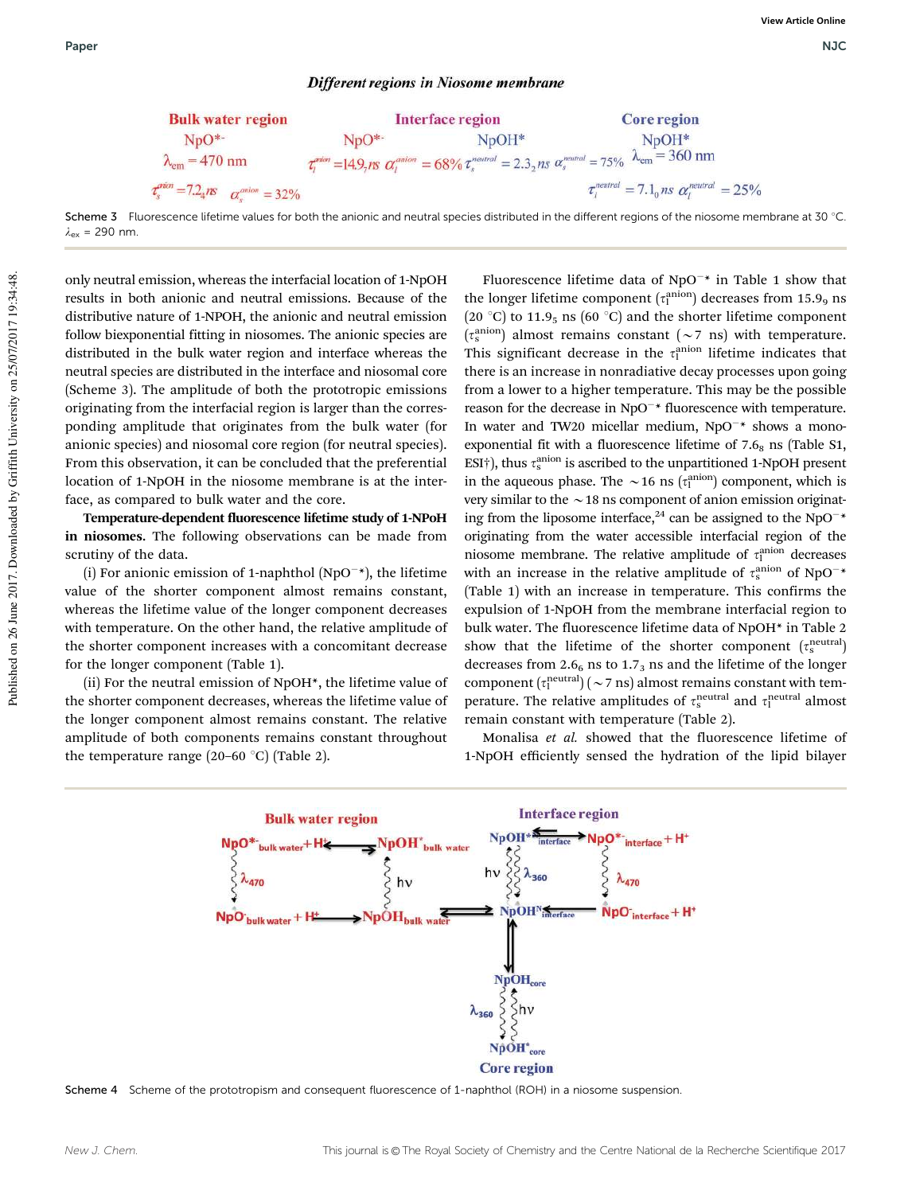*Different regions in Niosome membrane*

| Bulk water region | Interface region | | Core region |
|---|---|---|---|
| $NpO^{*-}$ | $NpO^{*-}$ | $NpOH^{*}$ | $NpOH^{*}$ |
| $\lambda_{em} = 470$ nm | $\tau_l^{anion} = 14.9_7 ns$ $\alpha_l^{anion} = 68\%$ | $\tau_s^{neutral} = 2.3_2 ns$ $\alpha_s^{neutral} = 75\%$ | $\lambda_{em} = 360$ nm |
| $\tau_s^{anion} = 7.2_4 ns$ $\alpha_s^{anion} = 32\%$ | | | $\tau_l^{neutral} = 7.1_0 ns$ $\alpha_l^{neutral} = 25\%$ |

Scheme 3 Fluorescence lifetime values for both the anionic and neutral species distributed in the different regions of the niosome membrane at 30 °C. $\lambda_{ex}$ = 290 nm.

only neutral emission, whereas the interfacial location of 1-NpOH results in both anionic and neutral emissions. Because of the distributive nature of 1-NPOH, the anionic and neutral emission follow biexponential fitting in niosomes. The anionic species are distributed in the bulk water region and interface whereas the neutral species are distributed in the interface and niosomal core (Scheme 3). The amplitude of both the prototropic emissions originating from the interfacial region is larger than the corresponding amplitude that originates from the bulk water (for anionic species) and niosomal core region (for neutral species). From this observation, it can be concluded that the preferential location of 1-NpOH in the niosome membrane is at the interface, as compared to bulk water and the core.

**Temperature-dependent fluorescence lifetime study of 1-NPoH in niosomes.** The following observations can be made from scrutiny of the data.

(i) For anionic emission of 1-naphthol ($NpO^{-*}$), the lifetime value of the shorter component almost remains constant, whereas the lifetime value of the longer component decreases with temperature. On the other hand, the relative amplitude of the shorter component increases with a concomitant decrease for the longer component (Table 1).

(ii) For the neutral emission of $NpOH^{*}$, the lifetime value of the shorter component decreases, whereas the lifetime value of the longer component almost remains constant. The relative amplitude of both components remains constant throughout the temperature range (20–60 °C) (Table 2).

Fluorescence lifetime data of $NpO^{-*}$ in Table 1 show that the longer lifetime component ($\tau_l^{anion}$) decreases from $15.9_9$ ns (20 °C) to $11.9_5$ ns (60 °C) and the shorter lifetime component ($\tau_s^{anion}$) almost remains constant (~7 ns) with temperature. This significant decrease in the $\tau_l^{anion}$ lifetime indicates that there is an increase in nonradiative decay processes upon going from a lower to a higher temperature. This may be the possible reason for the decrease in $NpO^{-*}$ fluorescence with temperature. In water and TW20 micellar medium, $NpO^{-*}$ shows a mono-exponential fit with a fluorescence lifetime of $7.6_8$ ns (Table S1, ESI†), thus $\tau_s^{anion}$ is ascribed to the unpartitioned 1-NpOH present in the aqueous phase. The ~16 ns ($\tau_l^{anion}$) component, which is very similar to the ~18 ns component of anion emission originating from the liposome interface,[24] can be assigned to the $NpO^{-*}$ originating from the water accessible interfacial region of the niosome membrane. The relative amplitude of $\tau_l^{anion}$ decreases with an increase in the relative amplitude of $\tau_s^{anion}$ of $NpO^{-*}$ (Table 1) with an increase in temperature. This confirms the expulsion of 1-NpOH from the membrane interfacial region to bulk water. The fluorescence lifetime data of $NpOH^{*}$ in Table 2 show that the lifetime of the shorter component ($\tau_s^{neutral}$) decreases from $2.6_6$ ns to $1.7_3$ ns and the lifetime of the longer component ($\tau_l^{neutral}$) (~7 ns) almost remains constant with temperature. The relative amplitudes of $\tau_s^{neutral}$ and $\tau_l^{neutral}$ almost remain constant with temperature (Table 2).

Monalisa *et al.* showed that the fluorescence lifetime of 1-NpOH efficiently sensed the hydration of the lipid bilayer

Scheme 4 Scheme of the prototropism and consequent fluorescence of 1-naphthol (ROH) in a niosome suspension.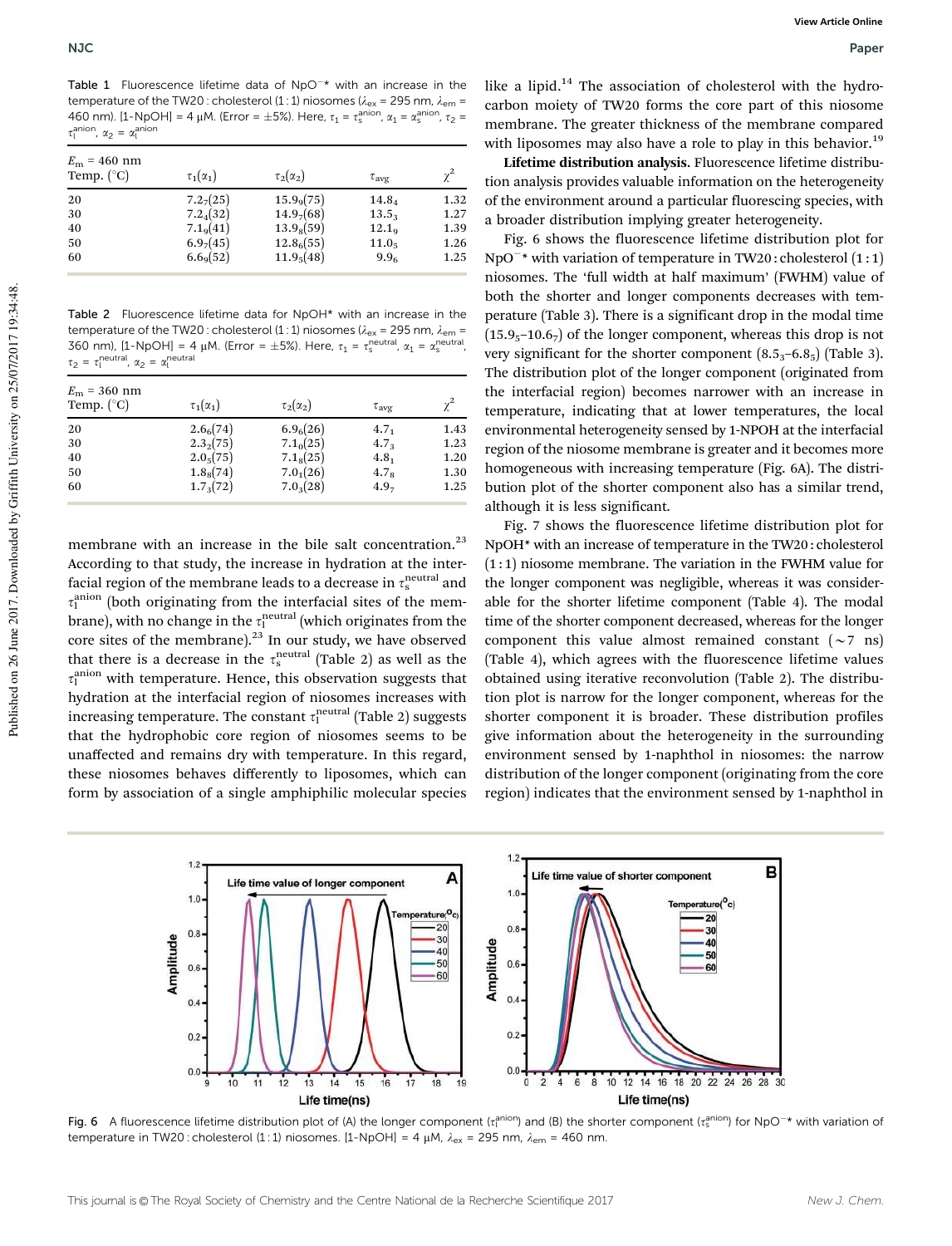**Table 1** Fluorescence lifetime data of $NpO^{-*}$ with an increase in the temperature of the TW20 : cholesterol (1 : 1) niosomes ($\lambda_{ex}$ = 295 nm, $\lambda_{em}$ = 460 nm). [1-NpOH] = 4 μM. (Error = ±5%). Here, $\tau_1 = \tau_s^{anion}$, $\alpha_1 = \alpha_s^{anion}$, $\tau_2 = \tau_l^{anion}$, $\alpha_2 = \alpha_l^{anion}$

| $E_m$ = 460 nm Temp. (°C) | $\tau_1(\alpha_1)$ | $\tau_2(\alpha_2)$ | $\tau_{avg}$ | $\chi^2$ |
|---|---|---|---|---|
| 20 | $7.2_7$(25) | $15.9_9$(75) | $14.8_4$ | 1.32 |
| 30 | $7.2_4$(32) | $14.9_7$(68) | $13.5_3$ | 1.27 |
| 40 | $7.1_9$(41) | $13.9_8$(59) | $12.1_9$ | 1.39 |
| 50 | $6.9_7$(45) | $12.8_6$(55) | $11.0_5$ | 1.26 |
| 60 | $6.6_9$(52) | $11.9_5$(48) | $9.9_6$ | 1.25 |

**Table 2** Fluorescence lifetime data for $NpOH^*$ with an increase in the temperature of the TW20 : cholesterol (1 : 1) niosomes ($\lambda_{ex}$ = 295 nm, $\lambda_{em}$ = 360 nm), [1-NpOH] = 4 μM. (Error = ±5%). Here, $\tau_1 = \tau_s^{neutral}$, $\alpha_1 = \alpha_s^{neutral}$, $\tau_2 = \tau_l^{neutral}$, $\alpha_2 = \alpha_l^{neutral}$

| $E_m$ = 360 nm Temp. (°C) | $\tau_1(\alpha_1)$ | $\tau_2(\alpha_2)$ | $\tau_{avg}$ | $\chi^2$ |
|---|---|---|---|---|
| 20 | $2.6_6$(74) | $6.9_6$(26) | $4.7_1$ | 1.43 |
| 30 | $2.3_2$(75) | $7.1_0$(25) | $4.7_3$ | 1.23 |
| 40 | $2.0_5$(75) | $7.1_8$(25) | $4.8_1$ | 1.20 |
| 50 | $1.8_8$(74) | $7.0_1$(26) | $4.7_8$ | 1.30 |
| 60 | $1.7_3$(72) | $7.0_3$(28) | $4.9_7$ | 1.25 |

membrane with an increase in the bile salt concentration.[23] According to that study, the increase in hydration at the interfacial region of the membrane leads to a decrease in $\tau_s^{neutral}$ and $\tau_l^{anion}$ (both originating from the interfacial sites of the membrane), with no change in the $\tau_l^{neutral}$ (which originates from the core sites of the membrane).[23] In our study, we have observed that there is a decrease in the $\tau_s^{neutral}$ (Table 2) as well as the $\tau_l^{anion}$ with temperature. Hence, this observation suggests that hydration at the interfacial region of niosomes increases with increasing temperature. The constant $\tau_l^{neutral}$ (Table 2) suggests that the hydrophobic core region of niosomes seems to be unaffected and remains dry with temperature. In this regard, these niosomes behaves differently to liposomes, which can form by association of a single amphiphilic molecular species like a lipid.[14] The association of cholesterol with the hydrocarbon moiety of TW20 forms the core part of this niosome membrane. The greater thickness of the membrane compared with liposomes may also have a role to play in this behavior.[19]

**Lifetime distribution analysis.** Fluorescence lifetime distribution analysis provides valuable information on the heterogeneity of the environment around a particular fluorescing species, with a broader distribution implying greater heterogeneity.

Fig. 6 shows the fluorescence lifetime distribution plot for $NpO^{-*}$ with variation of temperature in TW20 : cholesterol (1 : 1) niosomes. The 'full width at half maximum' (FWHM) value of both the shorter and longer components decreases with temperature (Table 3). There is a significant drop in the modal time ($15.9_5$–$10.6_7$) of the longer component, whereas this drop is not very significant for the shorter component ($8.5_3$–$6.8_5$) (Table 3). The distribution plot of the longer component (originated from the interfacial region) becomes narrower with an increase in temperature, indicating that at lower temperatures, the local environmental heterogeneity sensed by 1-NPOH at the interfacial region of the niosome membrane is greater and it becomes more homogeneous with increasing temperature (Fig. 6A). The distribution plot of the shorter component also has a similar trend, although it is less significant.

Fig. 7 shows the fluorescence lifetime distribution plot for $NpOH^*$ with an increase of temperature in the TW20 : cholesterol (1 : 1) niosome membrane. The variation in the FWHM value for the longer component was negligible, whereas it was considerable for the shorter lifetime component (Table 4). The modal time of the shorter component decreased, whereas for the longer component this value almost remained constant (~7 ns) (Table 4), which agrees with the fluorescence lifetime values obtained using iterative reconvolution (Table 2). The distribution plot is narrow for the longer component, whereas for the shorter component it is broader. These distribution profiles give information about the heterogeneity in the surrounding environment sensed by 1-naphthol in niosomes: the narrow distribution of the longer component (originating from the core region) indicates that the environment sensed by 1-naphthol in

Fig. 6 A fluorescence lifetime distribution plot of (A) the longer component ($\tau_l^{anion}$) and (B) the shorter component ($\tau_s^{anion}$) for $NpO^{-*}$ with variation of temperature in TW20 : cholesterol (1 : 1) niosomes. [1-NpOH] = 4 μM, $\lambda_{ex}$ = 295 nm, $\lambda_{em}$ = 460 nm.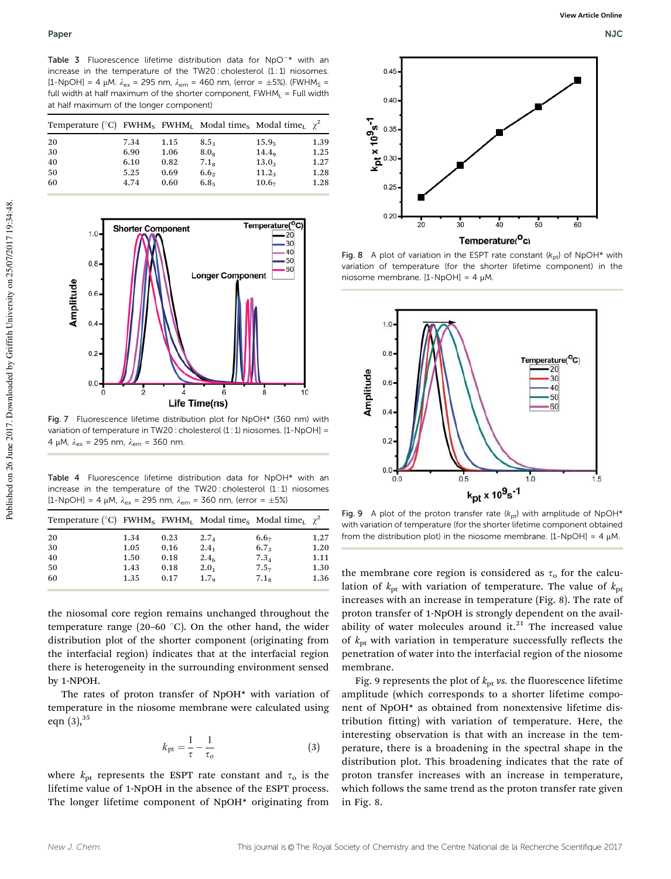Table 3 Fluorescence lifetime distribution data for NpO$^{-*}$ with an increase in the temperature of the TW20 : cholesterol (1 : 1) niosomes. [1-NpOH] = 4 μM. $\lambda_{ex}$ = 295 nm, $\lambda_{em}$ = 460 nm, (error = ±5%). ($FWHM_S$ = full width at half maximum of the shorter component, $FWHM_L$ = Full width at half maximum of the longer component)

| Temperature (°C) | $FWHM_S$ | $FWHM_L$ | Modal $time_S$ | Modal $time_L$ | $\chi^2$ |
|---|---|---|---|---|---|
| 20 | 7.34 | 1.15 | $8.5_3$ | $15.9_5$ | 1.39 |
| 30 | 6.90 | 1.06 | $8.0_8$ | $14.4_9$ | 1.25 |
| 40 | 6.10 | 0.82 | $7.1_8$ | $13.0_3$ | 1.27 |
| 50 | 5.25 | 0.69 | $6.6_2$ | $11.2_3$ | 1.28 |
| 60 | 4.74 | 0.60 | $6.8_5$ | $10.6_7$ | 1.28 |

Fig. 7 Fluorescence lifetime distribution plot for NpOH* (360 nm) with variation of temperature in TW20 : cholesterol (1 : 1) niosomes. [1-NpOH] = 4 μM, $\lambda_{ex}$ = 295 nm, $\lambda_{em}$ = 360 nm.

Table 4 Fluorescence lifetime distribution data for NpOH* with an increase in the temperature of the TW20 : cholesterol (1 : 1) niosomes [1-NpOH] = 4 μM, $\lambda_{ex}$ = 295 nm, $\lambda_{em}$ = 360 nm, (error = ±5%)

| Temperature (°C) | $FWHM_S$ | $FWHM_L$ | Modal $time_S$ | Modal $time_L$ | $\chi^2$ |
|---|---|---|---|---|---|
| 20 | 1.34 | 0.23 | $2.7_4$ | $6.6_7$ | 1.27 |
| 30 | 1.05 | 0.16 | $2.4_1$ | $6.7_3$ | 1.20 |
| 40 | 1.50 | 0.18 | $2.4_6$ | $7.3_4$ | 1.11 |
| 50 | 1.43 | 0.18 | $2.0_1$ | $7.5_7$ | 1.30 |
| 60 | 1.35 | 0.17 | $1.7_9$ | $7.1_8$ | 1.36 |

the niosomal core region remains unchanged throughout the temperature range (20–60 °C). On the other hand, the wider distribution plot of the shorter component (originating from the interfacial region) indicates that at the interfacial region there is heterogeneity in the surrounding environment sensed by 1-NPOH.

The rates of proton transfer of NpOH* with variation of temperature in the niosome membrane were calculated using eqn (3),[35]

$$k_{pt} = \frac{1}{\tau} - \frac{1}{\tau_o} \quad (3)$$

where $k_{pt}$ represents the ESPT rate constant and $\tau_o$ is the lifetime value of 1-NpOH in the absence of the ESPT process. The longer lifetime component of NpOH* originating from the membrane core region is considered as $\tau_o$ for the calculation of $k_{pt}$ with variation of temperature. The value of $k_{pt}$ increases with an increase in temperature (Fig. 8). The rate of proton transfer of 1-NpOH is strongly dependent on the availability of water molecules around it.[21] The increased value of $k_{pt}$ with variation in temperature successfully reflects the penetration of water into the interfacial region of the niosome membrane.

Fig. 8 A plot of variation in the ESPT rate constant ($k_{pt}$) of NpOH* with variation of temperature (for the shorter lifetime component) in the niosome membrane. [1-NpOH] = 4 μM.

Fig. 9 A plot of the proton transfer rate ($k_{pt}$) with amplitude of NpOH* with variation of temperature (for the shorter lifetime component obtained from the distribution plot) in the niosome membrane. [1-NpOH] = 4 μM.

Fig. 9 represents the plot of $k_{pt}$ *vs.* the fluorescence lifetime amplitude (which corresponds to a shorter lifetime component of NpOH* as obtained from nonextensive lifetime distribution fitting) with variation of temperature. Here, the interesting observation is that with an increase in the temperature, there is a broadening in the spectral shape in the distribution plot. This broadening indicates that the rate of proton transfer increases with an increase in temperature, which follows the same trend as the proton transfer rate given in Fig. 8.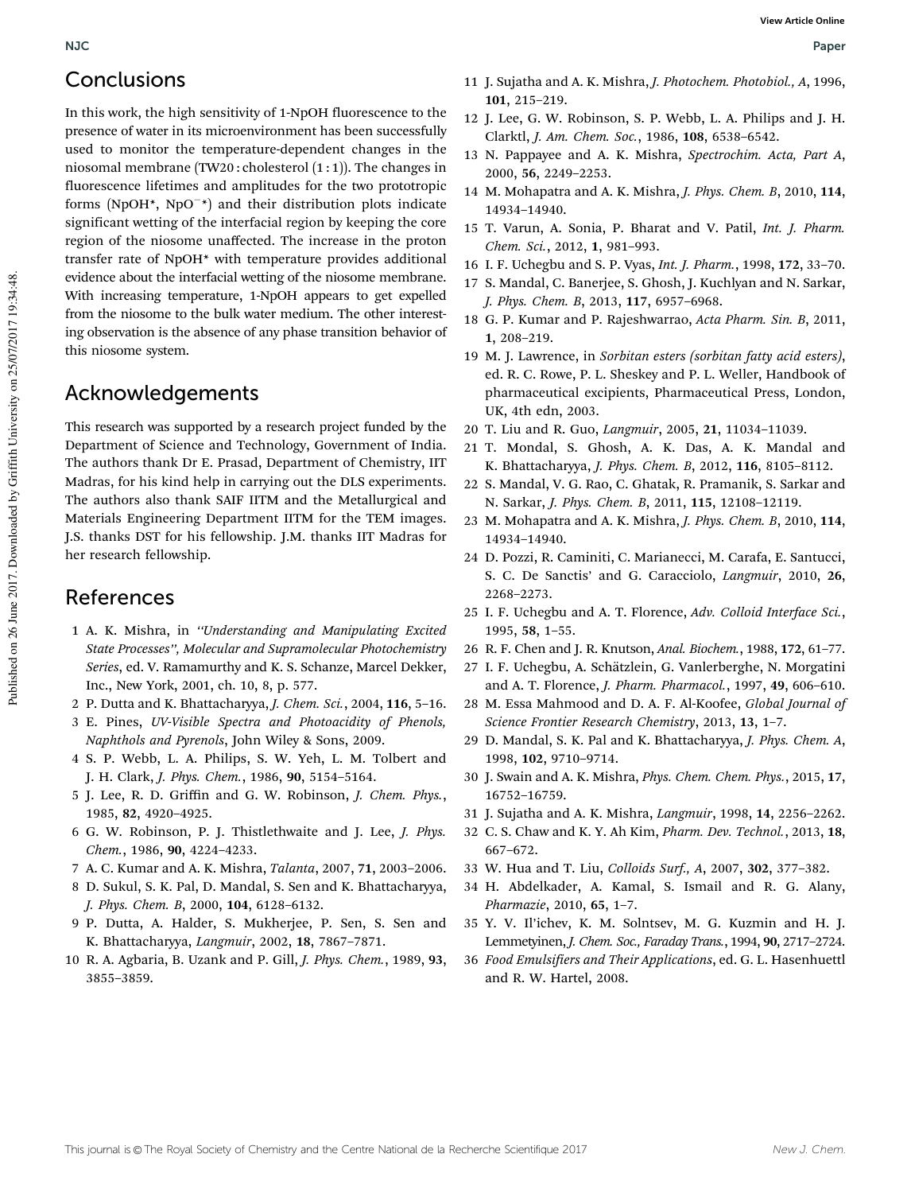## Conclusions

In this work, the high sensitivity of 1-NpOH fluorescence to the presence of water in its microenvironment has been successfully used to monitor the temperature-dependent changes in the niosomal membrane (TW20 : cholesterol (1 : 1)). The changes in fluorescence lifetimes and amplitudes for the two prototropic forms (NpOH*, $NpO^{-}$*) and their distribution plots indicate significant wetting of the interfacial region by keeping the core region of the niosome unaffected. The increase in the proton transfer rate of NpOH* with temperature provides additional evidence about the interfacial wetting of the niosome membrane. With increasing temperature, 1-NpOH appears to get expelled from the niosome to the bulk water medium. The other interesting observation is the absence of any phase transition behavior of this niosome system.

## Acknowledgements

This research was supported by a research project funded by the Department of Science and Technology, Government of India. The authors thank Dr E. Prasad, Department of Chemistry, IIT Madras, for his kind help in carrying out the DLS experiments. The authors also thank SAIF IITM and the Metallurgical and Materials Engineering Department IITM for the TEM images. J.S. thanks DST for his fellowship. J.M. thanks IIT Madras for her research fellowship.

## References

1 A. K. Mishra, in *"Understanding and Manipulating Excited State Processes", Molecular and Supramolecular Photochemistry Series*, ed. V. Ramamurthy and K. S. Schanze, Marcel Dekker, Inc., New York, 2001, ch. 10, 8, p. 577.

2 P. Dutta and K. Bhattacharyya, *J. Chem. Sci.*, 2004, **116**, 5–16.

3 E. Pines, *UV-Visible Spectra and Photoacidity of Phenols, Naphthols and Pyrenols*, John Wiley & Sons, 2009.

4 S. P. Webb, L. A. Philips, S. W. Yeh, L. M. Tolbert and J. H. Clark, *J. Phys. Chem.*, 1986, **90**, 5154–5164.

5 J. Lee, R. D. Griffin and G. W. Robinson, *J. Chem. Phys.*, 1985, **82**, 4920–4925.

6 G. W. Robinson, P. J. Thistlethwaite and J. Lee, *J. Phys. Chem.*, 1986, **90**, 4224–4233.

7 A. C. Kumar and A. K. Mishra, *Talanta*, 2007, **71**, 2003–2006.

8 D. Sukul, S. K. Pal, D. Mandal, S. Sen and K. Bhattacharyya, *J. Phys. Chem. B*, 2000, **104**, 6128–6132.

9 P. Dutta, A. Halder, S. Mukherjee, P. Sen, S. Sen and K. Bhattacharyya, *Langmuir*, 2002, **18**, 7867–7871.

10 R. A. Agbaria, B. Uzank and P. Gill, *J. Phys. Chem.*, 1989, **93**, 3855–3859.

11 J. Sujatha and A. K. Mishra, *J. Photochem. Photobiol., A*, 1996, **101**, 215–219.

12 J. Lee, G. W. Robinson, S. P. Webb, L. A. Philips and J. H. Clarktl, *J. Am. Chem. Soc.*, 1986, **108**, 6538–6542.

13 N. Pappayee and A. K. Mishra, *Spectrochim. Acta, Part A*, 2000, **56**, 2249–2253.

14 M. Mohapatra and A. K. Mishra, *J. Phys. Chem. B*, 2010, **114**, 14934–14940.

15 T. Varun, A. Sonia, P. Bharat and V. Patil, *Int. J. Pharm. Chem. Sci.*, 2012, **1**, 981–993.

16 I. F. Uchegbu and S. P. Vyas, *Int. J. Pharm.*, 1998, **172**, 33–70.

17 S. Mandal, C. Banerjee, S. Ghosh, J. Kuchlyan and N. Sarkar, *J. Phys. Chem. B*, 2013, **117**, 6957–6968.

18 G. P. Kumar and P. Rajeshwarrao, *Acta Pharm. Sin. B*, 2011, **1**, 208–219.

19 M. J. Lawrence, in *Sorbitan esters (sorbitan fatty acid esters)*, ed. R. C. Rowe, P. L. Sheskey and P. L. Weller, Handbook of pharmaceutical excipients, Pharmaceutical Press, London, UK, 4th edn, 2003.

20 T. Liu and R. Guo, *Langmuir*, 2005, **21**, 11034–11039.

21 T. Mondal, S. Ghosh, A. K. Das, A. K. Mandal and K. Bhattacharyya, *J. Phys. Chem. B*, 2012, **116**, 8105–8112.

22 S. Mandal, V. G. Rao, C. Ghatak, R. Pramanik, S. Sarkar and N. Sarkar, *J. Phys. Chem. B*, 2011, **115**, 12108–12119.

23 M. Mohapatra and A. K. Mishra, *J. Phys. Chem. B*, 2010, **114**, 14934–14940.

24 D. Pozzi, R. Caminiti, C. Marianecci, M. Carafa, E. Santucci, S. C. De Sanctis' and G. Caracciolo, *Langmuir*, 2010, **26**, 2268–2273.

25 I. F. Uchegbu and A. T. Florence, *Adv. Colloid Interface Sci.*, 1995, **58**, 1–55.

26 R. F. Chen and J. R. Knutson, *Anal. Biochem.*, 1988, **172**, 61–77.

27 I. F. Uchegbu, A. Schätzlein, G. Vanlerberghe, N. Morgatini and A. T. Florence, *J. Pharm. Pharmacol.*, 1997, **49**, 606–610.

28 M. Essa Mahmood and D. A. F. Al-Koofee, *Global Journal of Science Frontier Research Chemistry*, 2013, **13**, 1–7.

29 D. Mandal, S. K. Pal and K. Bhattacharyya, *J. Phys. Chem. A*, 1998, **102**, 9710–9714.

30 J. Swain and A. K. Mishra, *Phys. Chem. Chem. Phys.*, 2015, **17**, 16752–16759.

31 J. Sujatha and A. K. Mishra, *Langmuir*, 1998, **14**, 2256–2262.

32 C. S. Chaw and K. Y. Ah Kim, *Pharm. Dev. Technol.*, 2013, **18**, 667–672.

33 W. Hua and T. Liu, *Colloids Surf., A*, 2007, **302**, 377–382.

34 H. Abdelkader, A. Kamal, S. Ismail and R. G. Alany, *Pharmazie*, 2010, **65**, 1–7.

35 Y. V. Il'ichev, K. M. Solntsev, M. G. Kuzmin and H. J. Lemmetyinen, *J. Chem. Soc., Faraday Trans.*, 1994, **90**, 2717–2724.

36 *Food Emulsifiers and Their Applications*, ed. G. L. Hasenhuettl and R. W. Hartel, 2008.